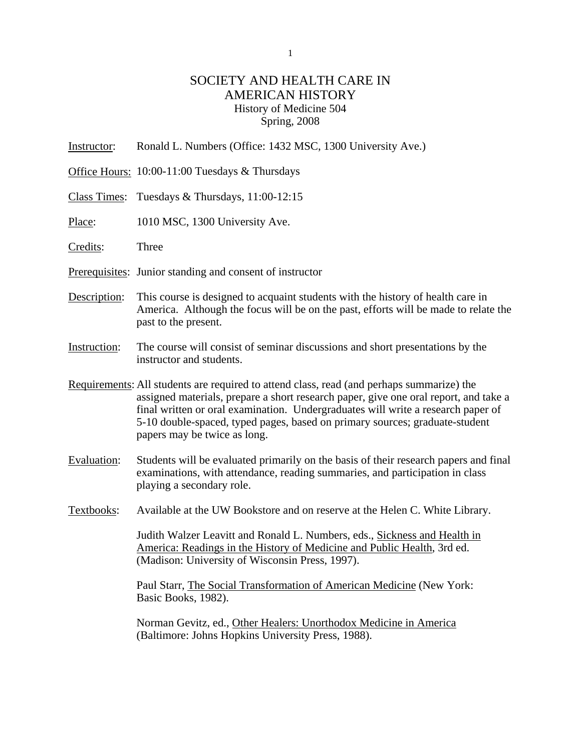# SOCIETY AND HEALTH CARE IN AMERICAN HISTORY

History of Medicine 504

Spring, 2008

Instructor: Ronald L. Numbers (Office: 1432 MSC, 1300 University Ave.)

Office Hours: 10:00-11:00 Tuesdays & Thursdays

Class Times: Tuesdays & Thursdays, 11:00-12:15

Place: 1010 MSC, 1300 University Ave.

Credits: Three

Prerequisites: Junior standing and consent of instructor

Description: This course is designed to acquaint students with the history of health care in America. Although the focus will be on the past, efforts will be made to relate the past to the present.

Instruction: The course will consist of seminar discussions and short presentations by the instructor and students.

Requirements: All students are required to attend class, read (and perhaps summarize) the assigned materials, prepare a short research paper, give one oral report, and take a final written or oral examination. Undergraduates will write a research paper of 5-10 double-spaced, typed pages, based on primary sources; graduate-student papers may be twice as long.

Evaluation: Students will be evaluated primarily on the basis of their research papers and final examinations, with attendance, reading summaries, and participation in class playing a secondary role.

Textbooks: Available at the UW Bookstore and on reserve at the Helen C. White Library.

Judith Walzer Leavitt and Ronald L. Numbers, eds., Sickness and Health in America: Readings in the History of Medicine and Public Health, 3rd ed. (Madison: University of Wisconsin Press, 1997).

Paul Starr, The Social Transformation of American Medicine (New York: Basic Books, 1982).

Norman Gevitz, ed., Other Healers: Unorthodox Medicine in America (Baltimore: Johns Hopkins University Press, 1988).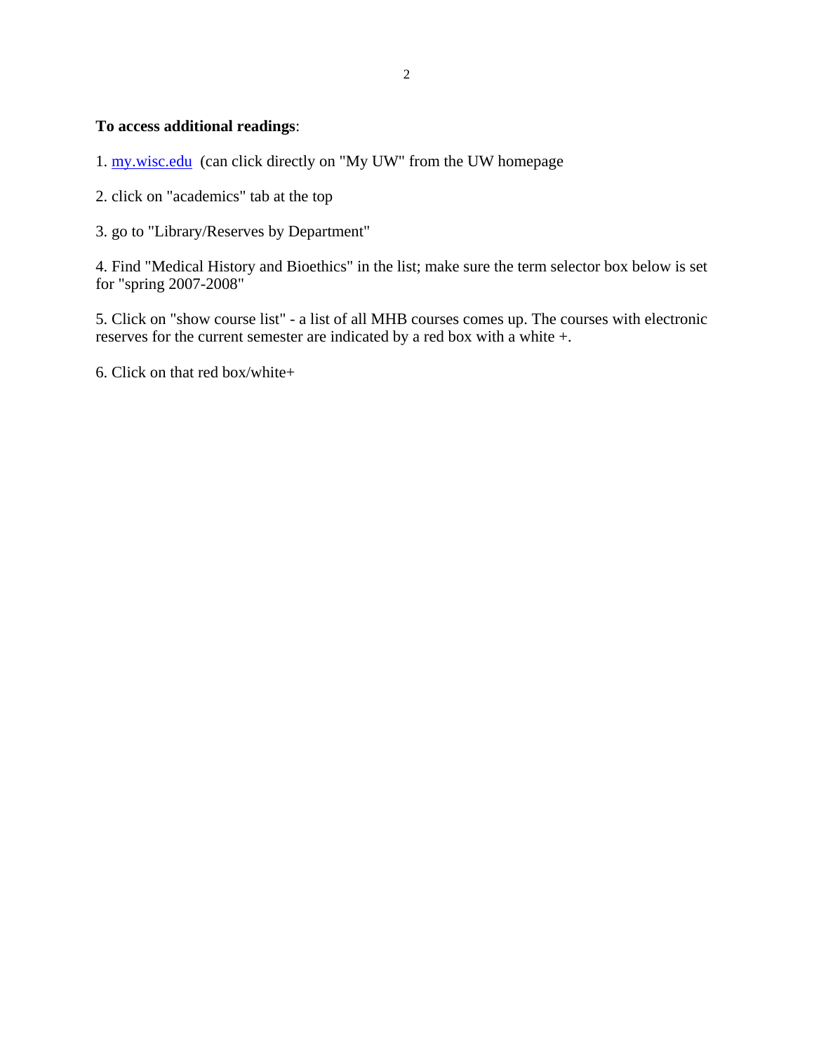**To access additional readings**:

1. [my.wisc.edu](my.wisc.edu) (can click directly on "My UW" from the UW homepage

2. click on "academics" tab at the top

3. go to "Library/Reserves by Department"

4. Find "Medical History and Bioethics" in the list; make sure the term selector box below is set for "spring 2007-2008"

5. Click on "show course list" - a list of all MHB courses comes up. The courses with electronic reserves for the current semester are indicated by a red box with a white +.

6. Click on that red box/white+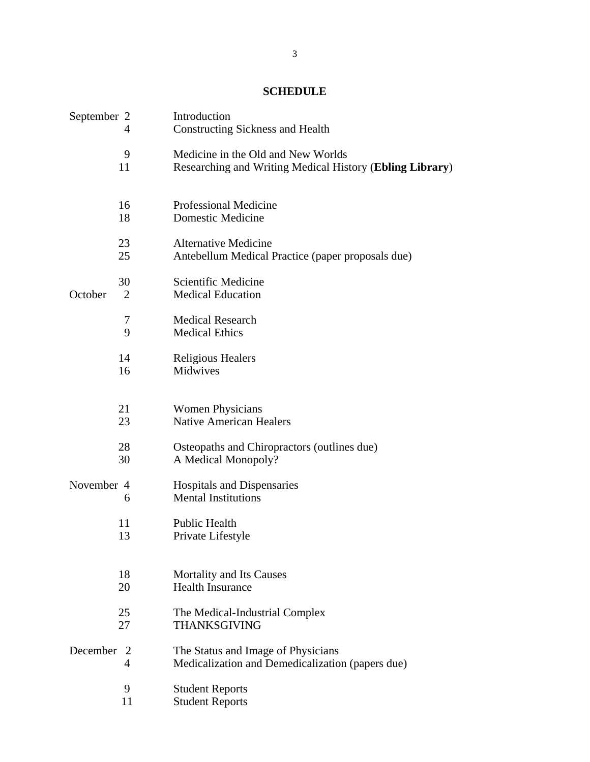## SCHEDULE

| | | |
|---|---|---|
| September | 2 | Introduction |
| | 4 | Constructing Sickness and Health |
| | 9 | Medicine in the Old and New Worlds |
| | 11 | Researching and Writing Medical History (**Ebling Library**) |
| | 16 | Professional Medicine |
| | 18 | Domestic Medicine |
| | 23 | Alternative Medicine |
| | 25 | Antebellum Medical Practice (paper proposals due) |
| | 30 | Scientific Medicine |
| October | 2 | Medical Education |
| | 7 | Medical Research |
| | 9 | Medical Ethics |
| | 14 | Religious Healers |
| | 16 | Midwives |
| | 21 | Women Physicians |
| | 23 | Native American Healers |
| | 28 | Osteopaths and Chiropractors (outlines due) |
| | 30 | A Medical Monopoly? |
| November | 4 | Hospitals and Dispensaries |
| | 6 | Mental Institutions |
| | 11 | Public Health |
| | 13 | Private Lifestyle |
| | 18 | Mortality and Its Causes |
| | 20 | Health Insurance |
| | 25 | The Medical-Industrial Complex |
| | 27 | THANKSGIVING |
| December | 2 | The Status and Image of Physicians |
| | 4 | Medicalization and Demedicalization (papers due) |
| | 9 | Student Reports |
| | 11 | Student Reports |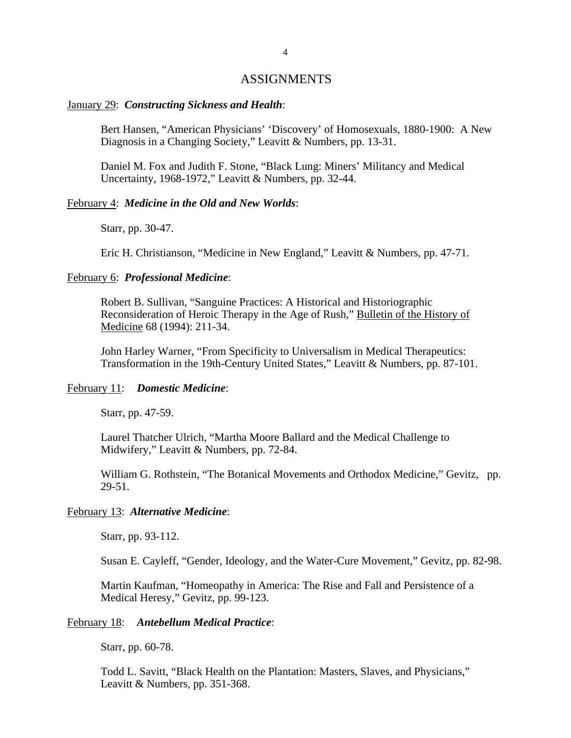## ASSIGNMENTS

<u>January 29</u>: ***Constructing Sickness and Health***:

Bert Hansen, "American Physicians' 'Discovery' of Homosexuals, 1880-1900: A New Diagnosis in a Changing Society," Leavitt & Numbers, pp. 13-31.

Daniel M. Fox and Judith F. Stone, "Black Lung: Miners' Militancy and Medical Uncertainty, 1968-1972," Leavitt & Numbers, pp. 32-44.

<u>February 4</u>: ***Medicine in the Old and New Worlds***:

Starr, pp. 30-47.

Eric H. Christianson, "Medicine in New England," Leavitt & Numbers, pp. 47-71.

<u>February 6</u>: ***Professional Medicine***:

Robert B. Sullivan, "Sanguine Practices: A Historical and Historiographic Reconsideration of Heroic Therapy in the Age of Rush," <u>Bulletin of the History of Medicine</u> 68 (1994): 211-34.

John Harley Warner, "From Specificity to Universalism in Medical Therapeutics: Transformation in the 19th-Century United States," Leavitt & Numbers, pp. 87-101.

<u>February 11</u>: ***Domestic Medicine***:

Starr, pp. 47-59.

Laurel Thatcher Ulrich, "Martha Moore Ballard and the Medical Challenge to Midwifery," Leavitt & Numbers, pp. 72-84.

William G. Rothstein, "The Botanical Movements and Orthodox Medicine," Gevitz, pp. 29-51.

<u>February 13</u>: ***Alternative Medicine***:

Starr, pp. 93-112.

Susan E. Cayleff, "Gender, Ideology, and the Water-Cure Movement," Gevitz, pp. 82-98.

Martin Kaufman, "Homeopathy in America: The Rise and Fall and Persistence of a Medical Heresy," Gevitz, pp. 99-123.

<u>February 18</u>: ***Antebellum Medical Practice***:

Starr, pp. 60-78.

Todd L. Savitt, "Black Health on the Plantation: Masters, Slaves, and Physicians," Leavitt & Numbers, pp. 351-368.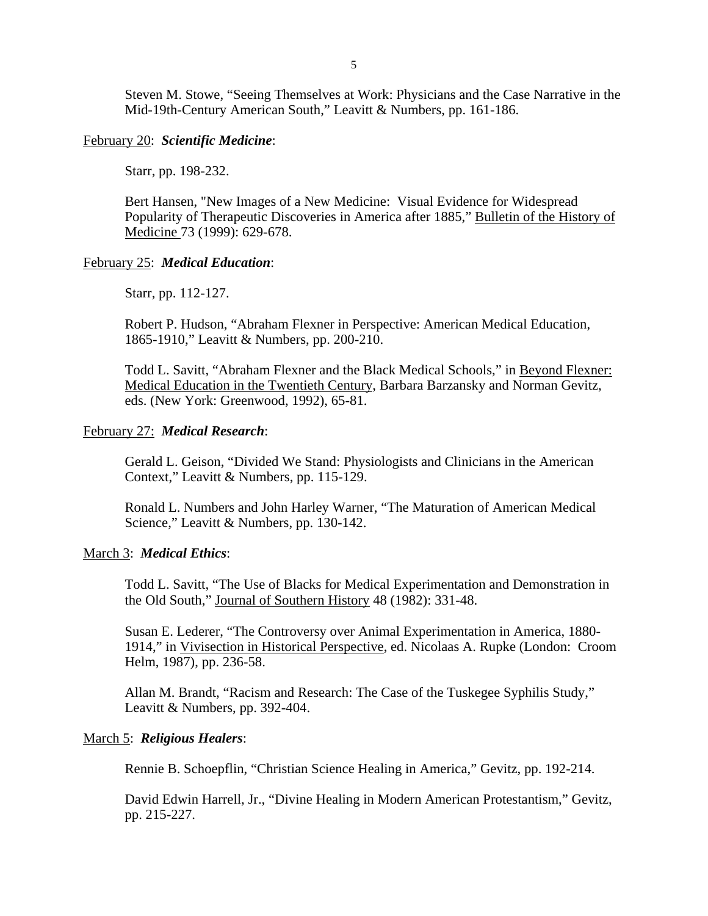Steven M. Stowe, "Seeing Themselves at Work: Physicians and the Case Narrative in the Mid-19th-Century American South," Leavitt & Numbers, pp. 161-186.

<u>February 20</u>: ***Scientific Medicine***:

Starr, pp. 198-232.

Bert Hansen, "New Images of a New Medicine: Visual Evidence for Widespread Popularity of Therapeutic Discoveries in America after 1885," <u>Bulletin of the History of Medicine</u> 73 (1999): 629-678.

<u>February 25</u>: ***Medical Education***:

Starr, pp. 112-127.

Robert P. Hudson, "Abraham Flexner in Perspective: American Medical Education, 1865-1910," Leavitt & Numbers, pp. 200-210.

Todd L. Savitt, "Abraham Flexner and the Black Medical Schools," in <u>Beyond Flexner: Medical Education in the Twentieth Century</u>, Barbara Barzansky and Norman Gevitz, eds. (New York: Greenwood, 1992), 65-81.

<u>February 27:</u> ***Medical Research***:

Gerald L. Geison, "Divided We Stand: Physiologists and Clinicians in the American Context," Leavitt & Numbers, pp. 115-129.

Ronald L. Numbers and John Harley Warner, "The Maturation of American Medical Science," Leavitt & Numbers, pp. 130-142.

<u>March 3</u>: ***Medical Ethics***:

Todd L. Savitt, "The Use of Blacks for Medical Experimentation and Demonstration in the Old South," <u>Journal of Southern History</u> 48 (1982): 331-48.

Susan E. Lederer, "The Controversy over Animal Experimentation in America, 1880-1914," in <u>Vivisection in Historical Perspective</u>, ed. Nicolaas A. Rupke (London: Croom Helm, 1987), pp. 236-58.

Allan M. Brandt, "Racism and Research: The Case of the Tuskegee Syphilis Study," Leavitt & Numbers, pp. 392-404.

<u>March 5</u>: ***Religious Healers***:

Rennie B. Schoepflin, "Christian Science Healing in America," Gevitz, pp. 192-214.

David Edwin Harrell, Jr., "Divine Healing in Modern American Protestantism," Gevitz, pp. 215-227.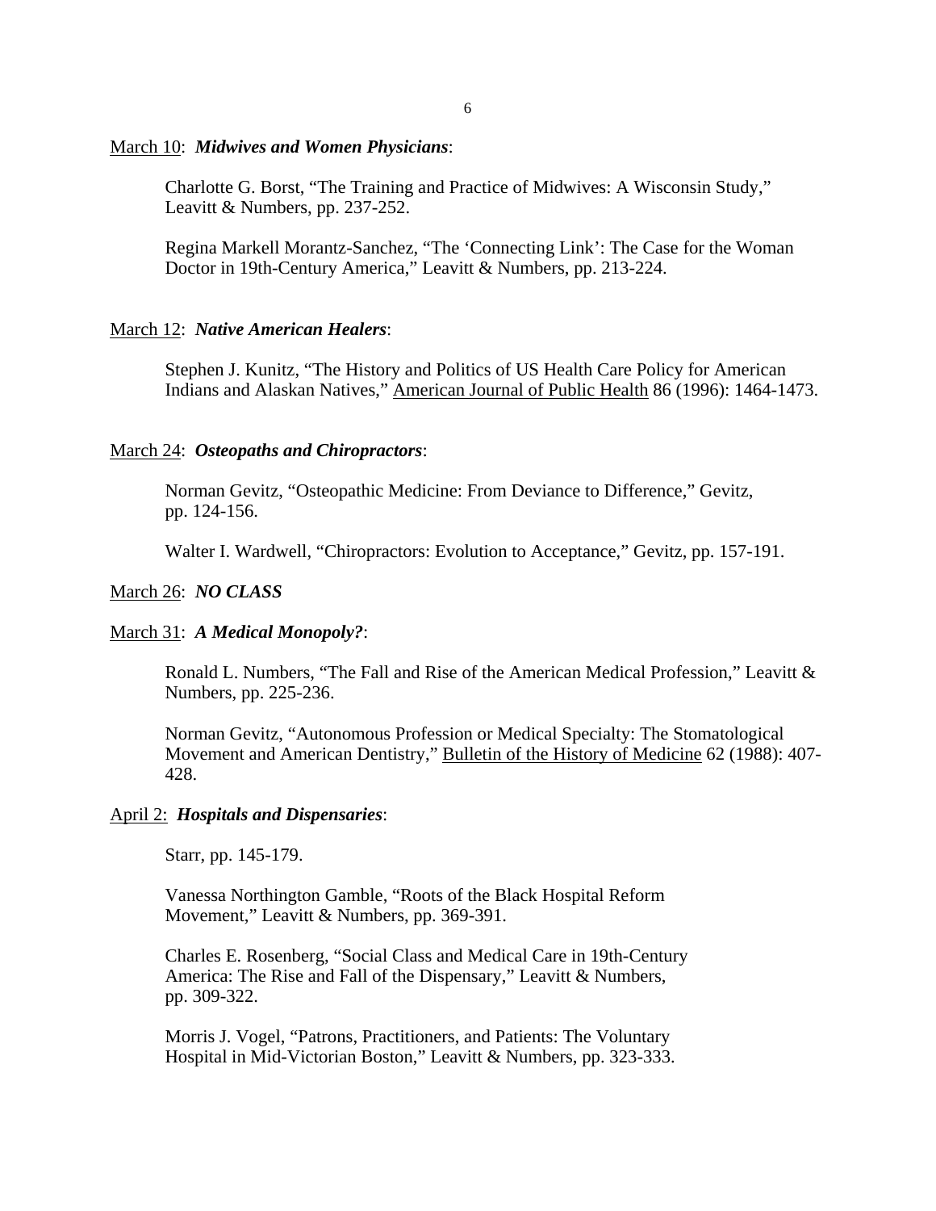March 10: ***Midwives and Women Physicians***:

Charlotte G. Borst, "The Training and Practice of Midwives: A Wisconsin Study," Leavitt & Numbers, pp. 237-252.

Regina Markell Morantz-Sanchez, "The 'Connecting Link': The Case for the Woman Doctor in 19th-Century America," Leavitt & Numbers, pp. 213-224.

March 12: ***Native American Healers***:

Stephen J. Kunitz, "The History and Politics of US Health Care Policy for American Indians and Alaskan Natives," American Journal of Public Health 86 (1996): 1464-1473.

March 24: ***Osteopaths and Chiropractors***:

Norman Gevitz, "Osteopathic Medicine: From Deviance to Difference," Gevitz, pp. 124-156.

Walter I. Wardwell, "Chiropractors: Evolution to Acceptance," Gevitz, pp. 157-191.

March 26: ***NO CLASS***

March 31: ***A Medical Monopoly?***:

Ronald L. Numbers, "The Fall and Rise of the American Medical Profession," Leavitt & Numbers, pp. 225-236.

Norman Gevitz, "Autonomous Profession or Medical Specialty: The Stomatological Movement and American Dentistry," Bulletin of the History of Medicine 62 (1988): 407-428.

April 2: ***Hospitals and Dispensaries***:

Starr, pp. 145-179.

Vanessa Northington Gamble, "Roots of the Black Hospital Reform Movement," Leavitt & Numbers, pp. 369-391.

Charles E. Rosenberg, "Social Class and Medical Care in 19th-Century America: The Rise and Fall of the Dispensary," Leavitt & Numbers, pp. 309-322.

Morris J. Vogel, "Patrons, Practitioners, and Patients: The Voluntary Hospital in Mid-Victorian Boston," Leavitt & Numbers, pp. 323-333.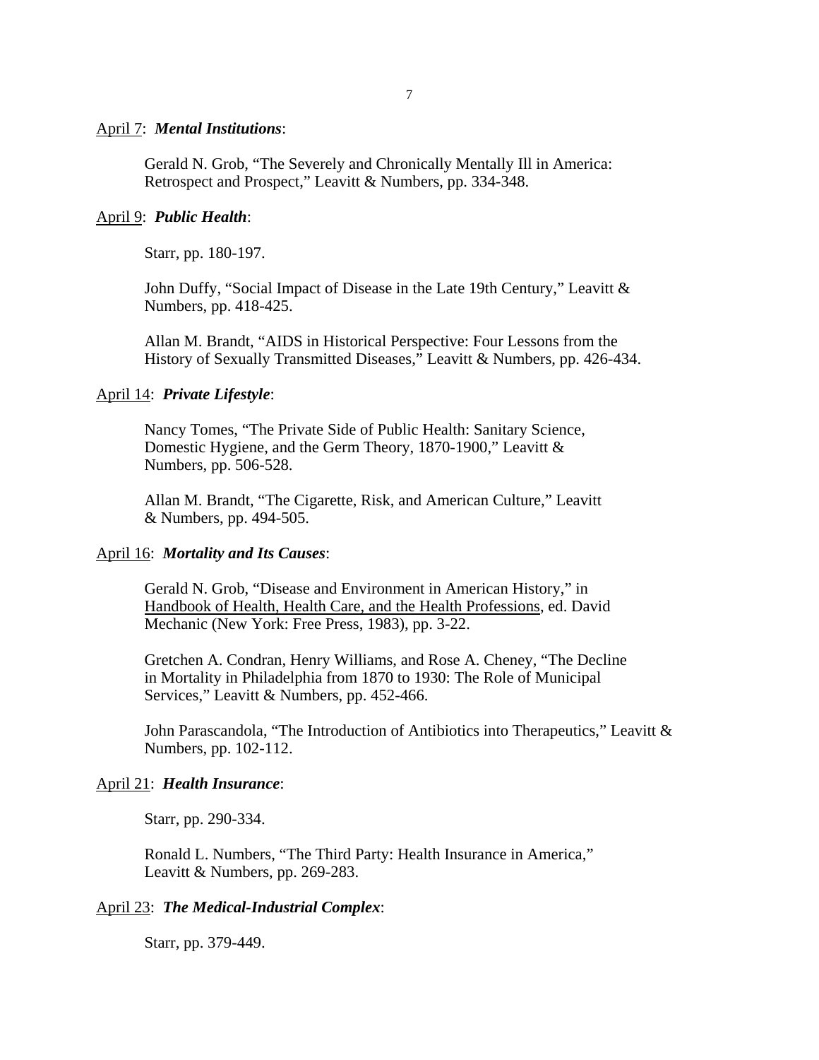April 7: ***Mental Institutions***:

Gerald N. Grob, "The Severely and Chronically Mentally Ill in America: Retrospect and Prospect," Leavitt & Numbers, pp. 334-348.

April 9: ***Public Health***:

Starr, pp. 180-197.

John Duffy, "Social Impact of Disease in the Late 19th Century," Leavitt & Numbers, pp. 418-425.

Allan M. Brandt, "AIDS in Historical Perspective: Four Lessons from the History of Sexually Transmitted Diseases," Leavitt & Numbers, pp. 426-434.

April 14: ***Private Lifestyle***:

Nancy Tomes, "The Private Side of Public Health: Sanitary Science, Domestic Hygiene, and the Germ Theory, 1870-1900," Leavitt & Numbers, pp. 506-528.

Allan M. Brandt, "The Cigarette, Risk, and American Culture," Leavitt & Numbers, pp. 494-505.

April 16: ***Mortality and Its Causes***:

Gerald N. Grob, "Disease and Environment in American History," in Handbook of Health, Health Care, and the Health Professions, ed. David Mechanic (New York: Free Press, 1983), pp. 3-22.

Gretchen A. Condran, Henry Williams, and Rose A. Cheney, "The Decline in Mortality in Philadelphia from 1870 to 1930: The Role of Municipal Services," Leavitt & Numbers, pp. 452-466.

John Parascandola, "The Introduction of Antibiotics into Therapeutics," Leavitt & Numbers, pp. 102-112.

April 21: ***Health Insurance***:

Starr, pp. 290-334.

Ronald L. Numbers, "The Third Party: Health Insurance in America," Leavitt & Numbers, pp. 269-283.

April 23: ***The Medical-Industrial Complex***:

Starr, pp. 379-449.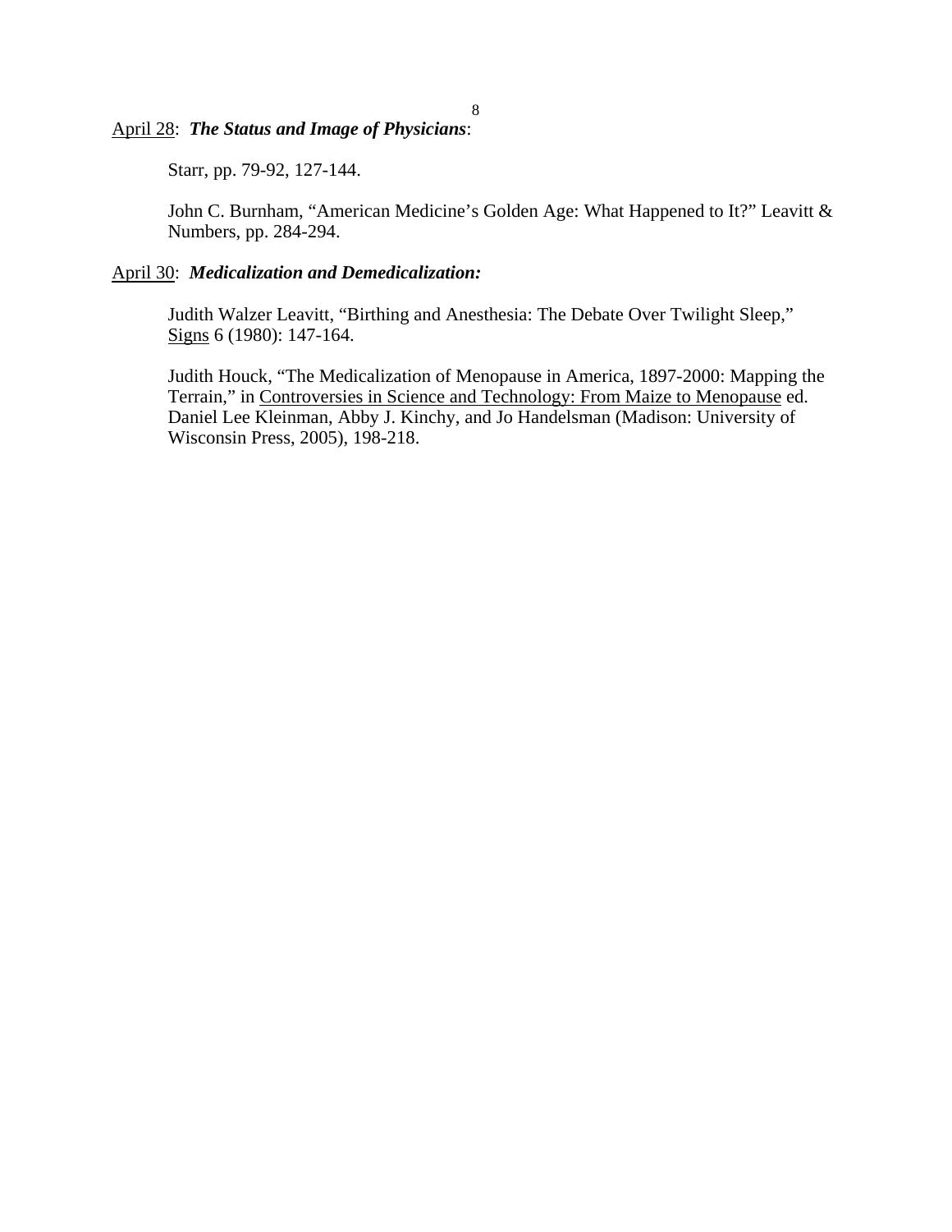<u>April 28</u>: ***The Status and Image of Physicians***:

Starr, pp. 79-92, 127-144.

John C. Burnham, "American Medicine's Golden Age: What Happened to It?" Leavitt & Numbers, pp. 284-294.

<u>April 30</u>: ***Medicalization and Demedicalization:***

Judith Walzer Leavitt, "Birthing and Anesthesia: The Debate Over Twilight Sleep," <u>Signs</u> 6 (1980): 147-164.

Judith Houck, "The Medicalization of Menopause in America, 1897-2000: Mapping the Terrain," in <u>Controversies in Science and Technology: From Maize to Menopause</u> ed. Daniel Lee Kleinman, Abby J. Kinchy, and Jo Handelsman (Madison: University of Wisconsin Press, 2005), 198-218.